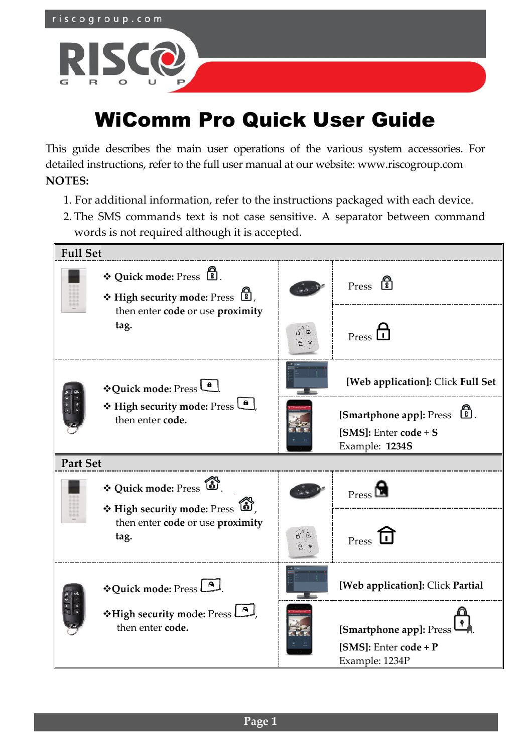# WiComm Pro Quick User Guide

This guide describes the main user operations of the various system accessories. For detailed instructions, refer to the full user manual at our website: www.riscogroup.com

**NOTES:**

1. For additional information, refer to the instructions packaged with each device.
2. The SMS commands text is not case sensitive. A separator between command words is not required although it is accepted.

## Full Set

| | | | |
|---|---|---|---|
| | ❖ **Quick mode:** Press .<br>❖ **High security mode:** Press , then enter **code** or use **proximity tag.** | | Press |
| | | | Press |
| | ❖**Quick mode:** Press .<br>❖ **High security mode:** Press , then enter **code.** | | **[Web application]:** Click **Full Set** |
| | | | **[Smartphone app]:** Press .<br>**[SMS]:** Enter **code** + **S**<br>Example: **1234S** |

## Part Set

| | | | |
|---|---|---|---|
| | ❖ **Quick mode:** Press .<br>❖ **High security mode:** Press , then enter **code** or use **proximity tag.** | | Press |
| | | | Press |
| | ❖**Quick mode:** Press .<br>❖**High security mode:** Press , then enter **code.** | | **[Web application]:** Click **Partial** |
| | | | **[Smartphone app]:** Press .<br>**[SMS]:** Enter **code + P**<br>Example: 1234P |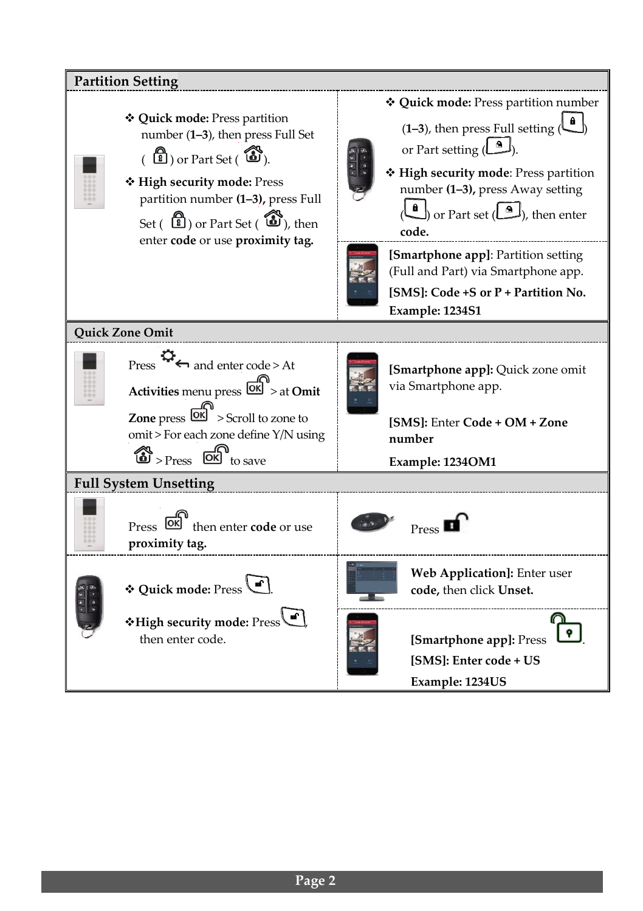## Partition Setting

- **Quick mode:** Press partition number (**1–3**), then press Full Set ( ) or Part Set ( ).
- **High security mode:** Press partition number **(1–3),** press Full Set ( ) or Part Set ( ), then enter **code** or use **proximity tag.**

- **Quick mode:** Press partition number (**1–3**), then press Full setting ( ) or Part setting ( ).
- **High security mode**: Press partition number **(1–3),** press Away setting ( ) or Part set ( ), then enter **code.**

**[Smartphone app]**: Partition setting (Full and Part) via Smartphone app.

**[SMS]: Code +S or P + Partition No.**

**Example: 1234S1**

## Quick Zone Omit

Press and enter code > At **Activities** menu press > at **Omit Zone** press > Scroll to zone to omit > For each zone define Y/N using > Press to save

**[Smartphone app]:** Quick zone omit via Smartphone app.

**[SMS]:** Enter **Code + OM + Zone number**

**Example: 1234OM1**

## Full System Unsetting

Press then enter **code** or use **proximity tag.**

Press

- **Quick mode:** Press .
- **High security mode:** Press , then enter code.

**Web Application]:** Enter user **code,** then click **Unset.**

**[Smartphone app]:** Press .

**[SMS]: Enter code + US**

**Example: 1234US**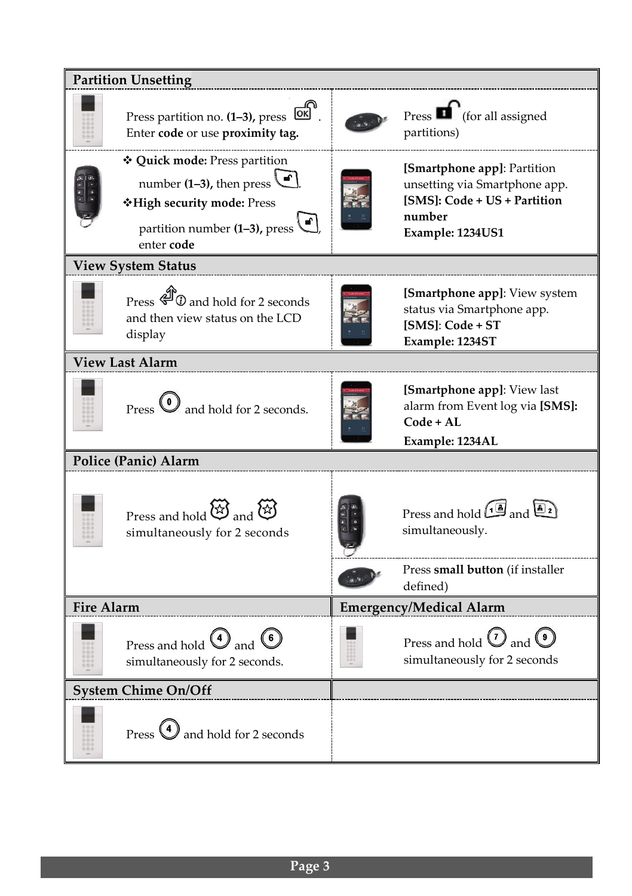## Partition Unsetting

| | |
|---|---|
| Press partition no. **(1–3),** press OK. Enter **code** or use **proximity tag.** | Press (for all assigned partitions) |
| ❖ **Quick mode:** Press partition number **(1–3),** then press . ❖**High security mode:** Press partition number **(1–3),** press , enter **code** | **[Smartphone app]**: Partition unsetting via Smartphone app. **[SMS]: Code + US + Partition number** **Example: 1234US1** |

## View System Status

| | |
|---|---|
| Press and hold for 2 seconds and then view status on the LCD display | **[Smartphone app]**: View system status via Smartphone app. **[SMS]**: **Code + ST** **Example: 1234ST** |

## View Last Alarm

| | |
|---|---|
| Press 0 and hold for 2 seconds. | **[Smartphone app]**: View last alarm from Event log via **[SMS]: Code + AL** **Example: 1234AL** |

## Police (Panic) Alarm

| | |
|---|---|
| Press and hold and simultaneously for 2 seconds | Press and hold 1 and 2 simultaneously. |
| | Press **small button** (if installer defined) |

## Fire Alarm

| |
|---|
| Press and hold 4 and 6 simultaneously for 2 seconds. |

## Emergency/Medical Alarm

| |
|---|
| Press and hold 7 and 9 simultaneously for 2 seconds |

## System Chime On/Off

| |
|---|
| Press 4 and hold for 2 seconds |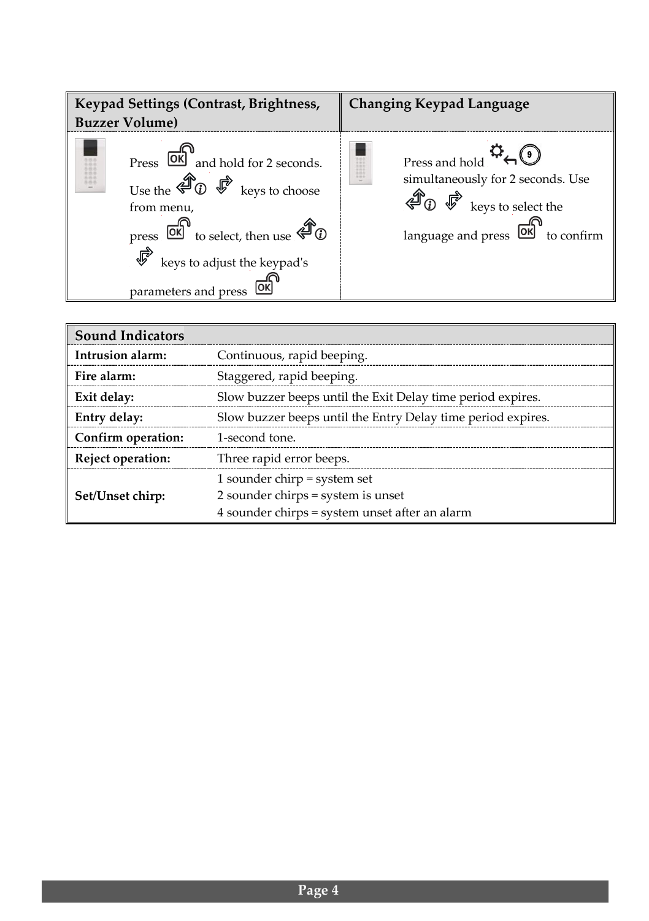| Keypad Settings (Contrast, Brightness, Buzzer Volume) | Changing Keypad Language |
|---|---|
| Press OK and hold for 2 seconds. Use the ⇧ⓘ ⇩ keys to choose from menu, press OK to select, then use ⇧ⓘ ⇩ keys to adjust the keypad's parameters and press OK | Press and hold ⚙↩ 9 simultaneously for 2 seconds. Use ⇧ⓘ ⇩ keys to select the language and press OK to confirm |

| Sound Indicators | |
|---|---|
| **Intrusion alarm:** | Continuous, rapid beeping. |
| **Fire alarm:** | Staggered, rapid beeping. |
| **Exit delay:** | Slow buzzer beeps until the Exit Delay time period expires. |
| **Entry delay:** | Slow buzzer beeps until the Entry Delay time period expires. |
| **Confirm operation:** | 1-second tone. |
| **Reject operation:** | Three rapid error beeps. |
| **Set/Unset chirp:** | 1 sounder chirp = system set<br>2 sounder chirps = system is unset<br>4 sounder chirps = system unset after an alarm |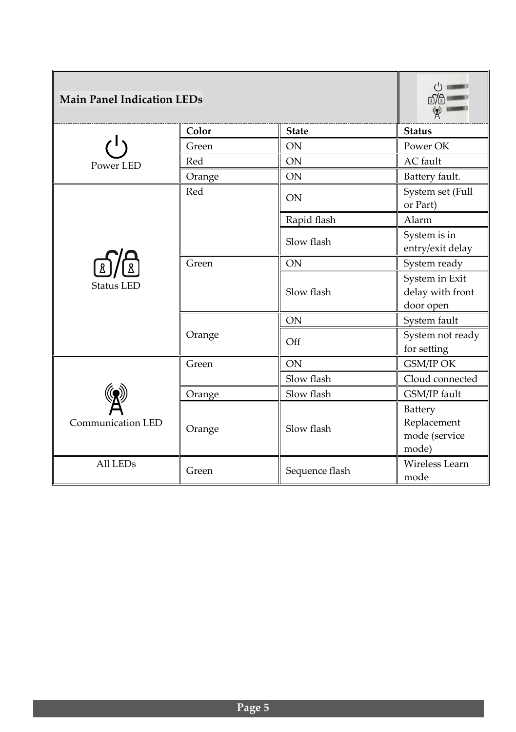| Main Panel Indication LEDs | | | |
|---|---|---|---|
| | **Color** | **State** | **Status** |
| Power LED | Green | ON | Power OK |
| | Red | ON | AC fault |
| | Orange | ON | Battery fault. |
| Status LED | Red | ON | System set (Full or Part) |
| | | Rapid flash | Alarm |
| | | Slow flash | System is in entry/exit delay |
| | Green | ON | System ready |
| | | Slow flash | System in Exit delay with front door open |
| | Orange | ON | System fault |
| | | Off | System not ready for setting |
| Communication LED | Green | ON | GSM/IP OK |
| | | Slow flash | Cloud connected |
| | Orange | Slow flash | GSM/IP fault |
| | Orange | Slow flash | Battery Replacement mode (service mode) |
| All LEDs | Green | Sequence flash | Wireless Learn mode |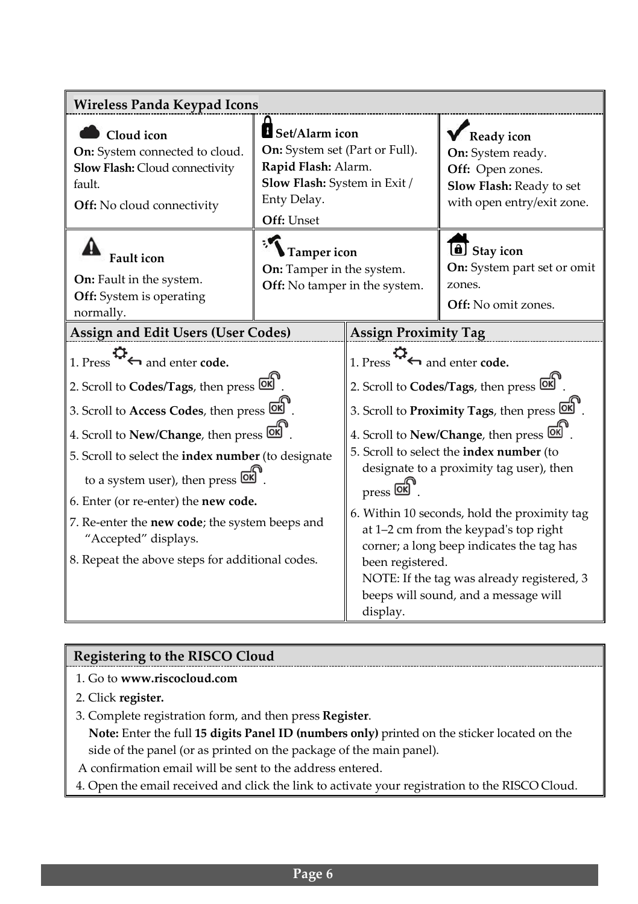## Wireless Panda Keypad Icons

| | | |
|---|---|---|
| **Cloud icon**<br>**On:** System connected to cloud.<br>**Slow Flash:** Cloud connectivity fault.<br>**Off:** No cloud connectivity | **Set/Alarm icon**<br>**On:** System set (Part or Full).<br>**Rapid Flash:** Alarm.<br>**Slow Flash:** System in Exit / Enty Delay.<br>**Off:** Unset | **Ready icon**<br>**On:** System ready.<br>**Off:** Open zones.<br>**Slow Flash:** Ready to set with open entry/exit zone. |
| **Fault icon**<br>**On:** Fault in the system.<br>**Off:** System is operating normally. | **Tamper icon**<br>**On:** Tamper in the system.<br>**Off:** No tamper in the system. | **Stay icon**<br>**On:** System part set or omit zones.<br>**Off:** No omit zones. |

## Assign and Edit Users (User Codes)

1. Press ⚙↩ and enter **code.**
2. Scroll to **Codes/Tags**, then press OK.
3. Scroll to **Access Codes**, then press OK.
4. Scroll to **New/Change**, then press OK.
5. Scroll to select the **index number** (to designate to a system user), then press OK.
6. Enter (or re-enter) the **new code.**
7. Re-enter the **new code**; the system beeps and "Accepted" displays.
8. Repeat the above steps for additional codes.

## Assign Proximity Tag

1. Press ⚙↩ and enter **code.**
2. Scroll to **Codes/Tags**, then press OK.
3. Scroll to **Proximity Tags**, then press OK.
4. Scroll to **New/Change**, then press OK.
5. Scroll to select the **index number** (to designate to a proximity tag user), then press OK.
6. Within 10 seconds, hold the proximity tag at 1–2 cm from the keypad's top right corner; a long beep indicates the tag has been registered.
   NOTE: If the tag was already registered, 3 beeps will sound, and a message will display.

## Registering to the RISCO Cloud

1. Go to **www.riscocloud.com**
2. Click **register.**
3. Complete registration form, and then press **Register**.
   **Note:** Enter the full **15 digits Panel ID (numbers only)** printed on the sticker located on the side of the panel (or as printed on the package of the main panel).

A confirmation email will be sent to the address entered.

4. Open the email received and click the link to activate your registration to the RISCO Cloud.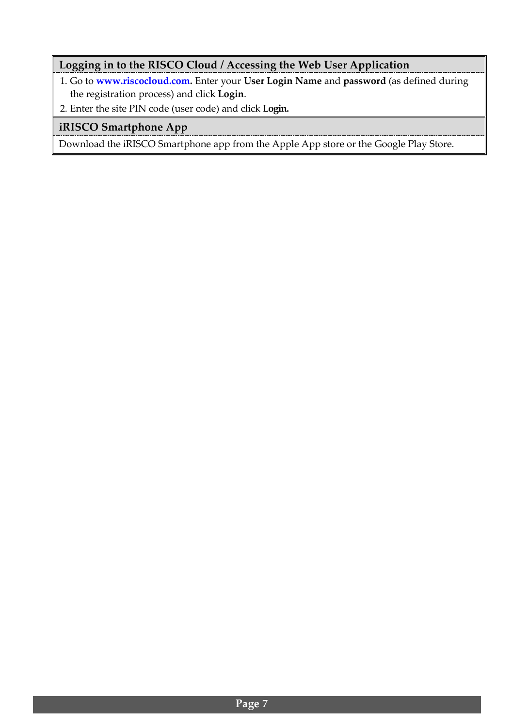## Logging in to the RISCO Cloud / Accessing the Web User Application

1. Go to **www.riscocloud.com.** Enter your **User Login Name** and **password** (as defined during the registration process) and click **Login**.
2. Enter the site PIN code (user code) and click **Login.**

## iRISCO Smartphone App

Download the iRISCO Smartphone app from the Apple App store or the Google Play Store.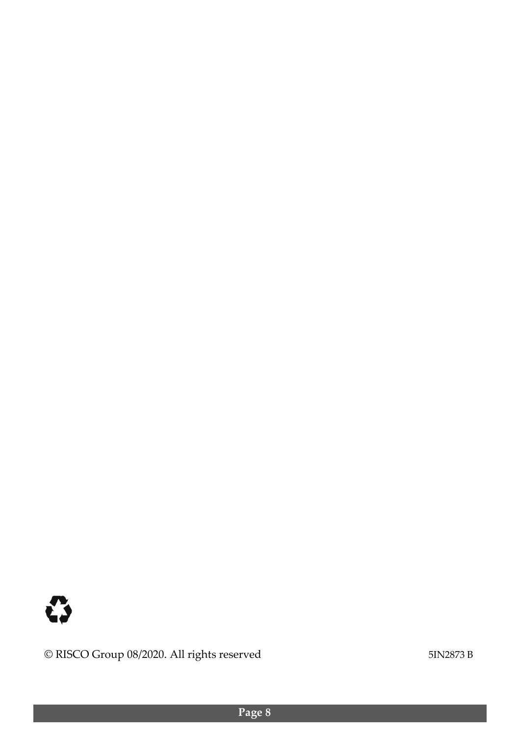© RISCO Group 08/2020. All rights reserved 5IN2873 B